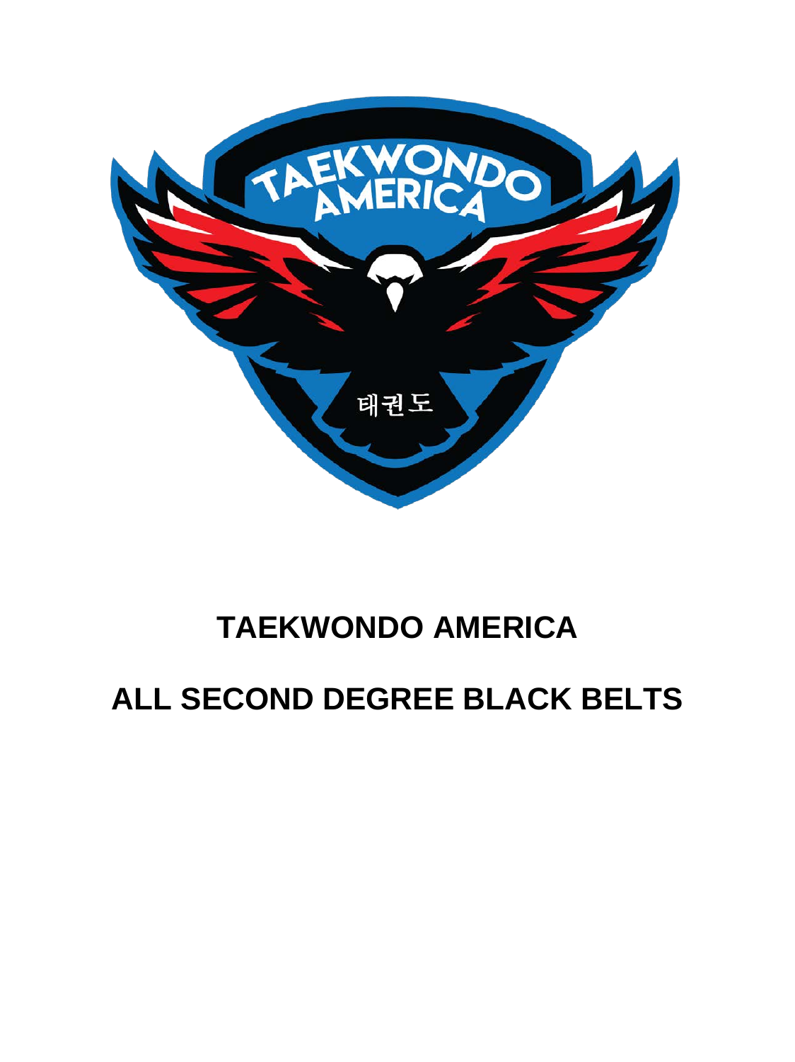# TAEKWONDO AMERICA

# ALL SECOND DEGREE BLACK BELTS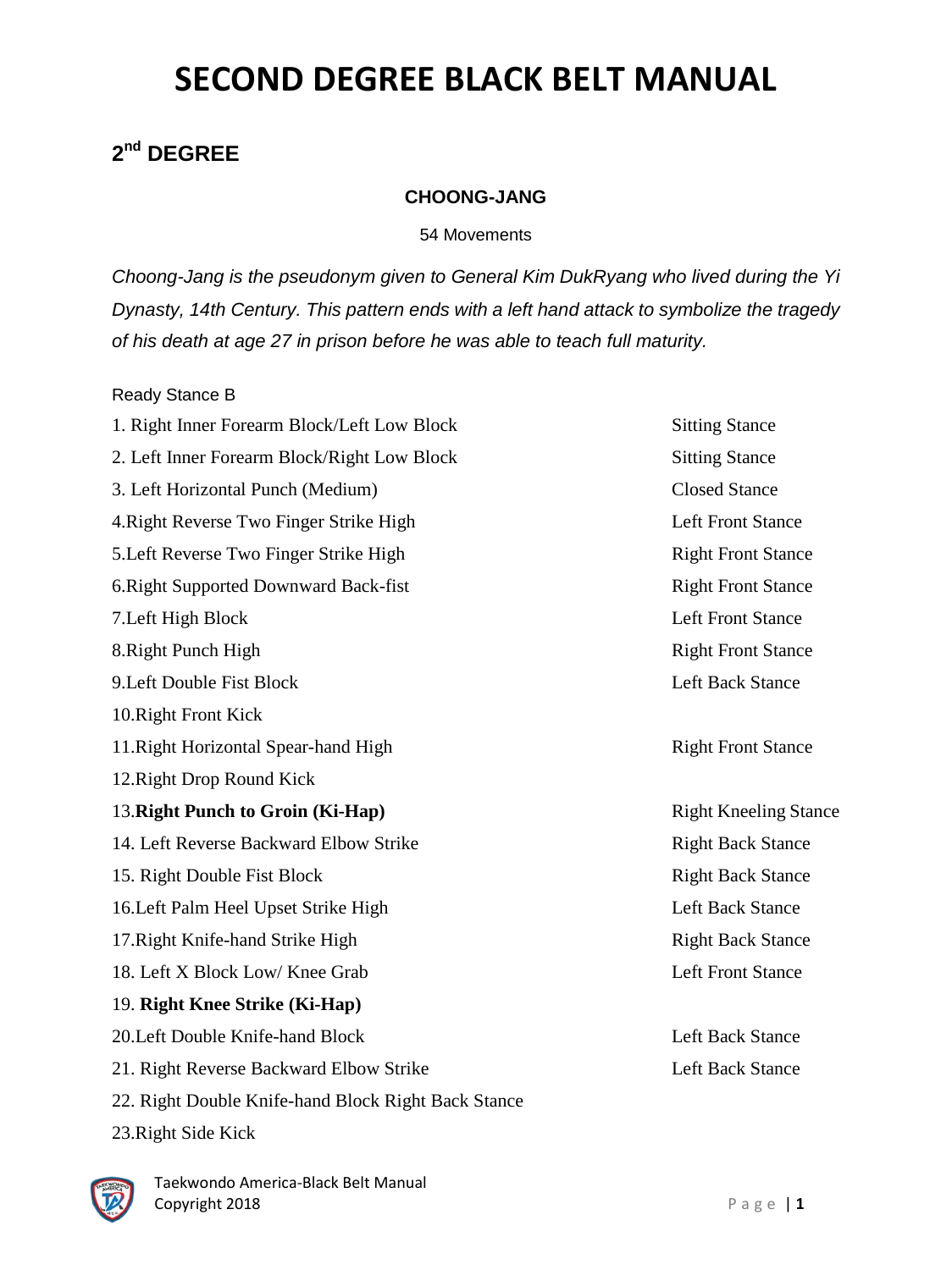# SECOND DEGREE BLACK BELT MANUAL

## 2nd DEGREE

### CHOONG-JANG

54 Movements

*Choong-Jang is the pseudonym given to General Kim DukRyang who lived during the Yi Dynasty, 14th Century. This pattern ends with a left hand attack to symbolize the tragedy of his death at age 27 in prison before he was able to teach full maturity.*

Ready Stance B

| Movement | Stance |
|---|---|
| 1. Right Inner Forearm Block/Left Low Block | Sitting Stance |
| 2. Left Inner Forearm Block/Right Low Block | Sitting Stance |
| 3. Left Horizontal Punch (Medium) | Closed Stance |
| 4.Right Reverse Two Finger Strike High | Left Front Stance |
| 5.Left Reverse Two Finger Strike High | Right Front Stance |
| 6.Right Supported Downward Back-fist | Right Front Stance |
| 7.Left High Block | Left Front Stance |
| 8.Right Punch High | Right Front Stance |
| 9.Left Double Fist Block | Left Back Stance |
| 10.Right Front Kick | |
| 11.Right Horizontal Spear-hand High | Right Front Stance |
| 12.Right Drop Round Kick | |
| 13.**Right Punch to Groin (Ki-Hap)** | Right Kneeling Stance |
| 14. Left Reverse Backward Elbow Strike | Right Back Stance |
| 15. Right Double Fist Block | Right Back Stance |
| 16.Left Palm Heel Upset Strike High | Left Back Stance |
| 17.Right Knife-hand Strike High | Right Back Stance |
| 18. Left X Block Low/ Knee Grab | Left Front Stance |
| 19. **Right Knee Strike (Ki-Hap)** | |
| 20.Left Double Knife-hand Block | Left Back Stance |
| 21. Right Reverse Backward Elbow Strike | Left Back Stance |
| 22. Right Double Knife-hand Block Right Back Stance | |
| 23.Right Side Kick | |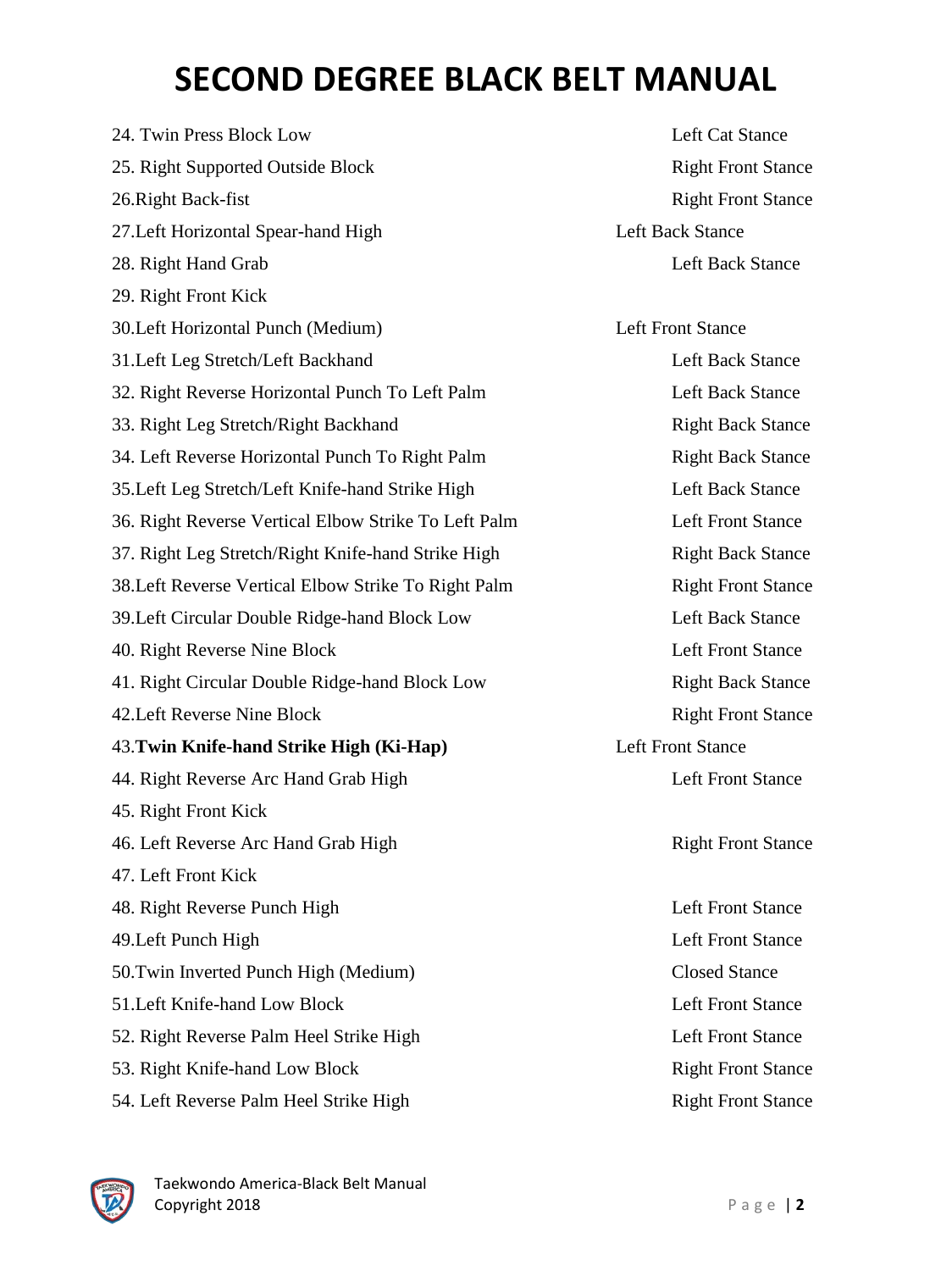# SECOND DEGREE BLACK BELT MANUAL

| Movement | Stance |
|---|---|
| 24. Twin Press Block Low | Left Cat Stance |
| 25. Right Supported Outside Block | Right Front Stance |
| 26.Right Back-fist | Right Front Stance |
| 27.Left Horizontal Spear-hand High | Left Back Stance |
| 28. Right Hand Grab | Left Back Stance |
| 29. Right Front Kick | |
| 30.Left Horizontal Punch (Medium) | Left Front Stance |
| 31.Left Leg Stretch/Left Backhand | Left Back Stance |
| 32. Right Reverse Horizontal Punch To Left Palm | Left Back Stance |
| 33. Right Leg Stretch/Right Backhand | Right Back Stance |
| 34. Left Reverse Horizontal Punch To Right Palm | Right Back Stance |
| 35.Left Leg Stretch/Left Knife-hand Strike High | Left Back Stance |
| 36. Right Reverse Vertical Elbow Strike To Left Palm | Left Front Stance |
| 37. Right Leg Stretch/Right Knife-hand Strike High | Right Back Stance |
| 38.Left Reverse Vertical Elbow Strike To Right Palm | Right Front Stance |
| 39.Left Circular Double Ridge-hand Block Low | Left Back Stance |
| 40. Right Reverse Nine Block | Left Front Stance |
| 41. Right Circular Double Ridge-hand Block Low | Right Back Stance |
| 42.Left Reverse Nine Block | Right Front Stance |
| 43.**Twin Knife-hand Strike High (Ki-Hap)** | Left Front Stance |
| 44. Right Reverse Arc Hand Grab High | Left Front Stance |
| 45. Right Front Kick | |
| 46. Left Reverse Arc Hand Grab High | Right Front Stance |
| 47. Left Front Kick | |
| 48. Right Reverse Punch High | Left Front Stance |
| 49.Left Punch High | Left Front Stance |
| 50.Twin Inverted Punch High (Medium) | Closed Stance |
| 51.Left Knife-hand Low Block | Left Front Stance |
| 52. Right Reverse Palm Heel Strike High | Left Front Stance |
| 53. Right Knife-hand Low Block | Right Front Stance |
| 54. Left Reverse Palm Heel Strike High | Right Front Stance |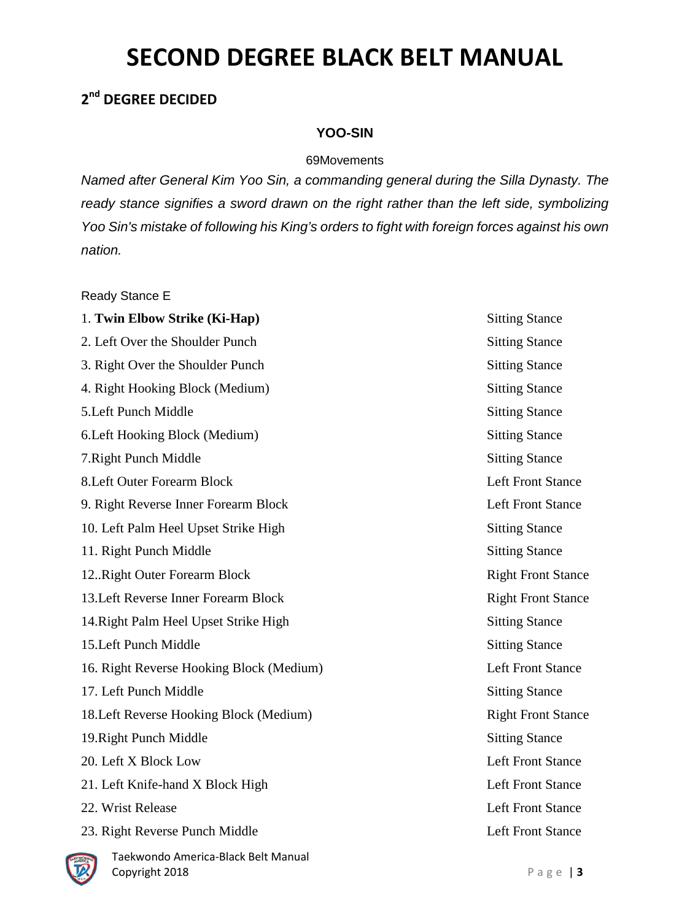# SECOND DEGREE BLACK BELT MANUAL

## 2nd DEGREE DECIDED

### YOO-SIN

69Movements

*Named after General Kim Yoo Sin, a commanding general during the Silla Dynasty. The ready stance signifies a sword drawn on the right rather than the left side, symbolizing Yoo Sin's mistake of following his King's orders to fight with foreign forces against his own nation.*

Ready Stance E

| Movement | Stance |
|---|---|
| 1. **Twin Elbow Strike (Ki-Hap)** | Sitting Stance |
| 2. Left Over the Shoulder Punch | Sitting Stance |
| 3. Right Over the Shoulder Punch | Sitting Stance |
| 4. Right Hooking Block (Medium) | Sitting Stance |
| 5.Left Punch Middle | Sitting Stance |
| 6.Left Hooking Block (Medium) | Sitting Stance |
| 7.Right Punch Middle | Sitting Stance |
| 8.Left Outer Forearm Block | Left Front Stance |
| 9. Right Reverse Inner Forearm Block | Left Front Stance |
| 10. Left Palm Heel Upset Strike High | Sitting Stance |
| 11. Right Punch Middle | Sitting Stance |
| 12..Right Outer Forearm Block | Right Front Stance |
| 13.Left Reverse Inner Forearm Block | Right Front Stance |
| 14.Right Palm Heel Upset Strike High | Sitting Stance |
| 15.Left Punch Middle | Sitting Stance |
| 16. Right Reverse Hooking Block (Medium) | Left Front Stance |
| 17. Left Punch Middle | Sitting Stance |
| 18.Left Reverse Hooking Block (Medium) | Right Front Stance |
| 19.Right Punch Middle | Sitting Stance |
| 20. Left X Block Low | Left Front Stance |
| 21. Left Knife-hand X Block High | Left Front Stance |
| 22. Wrist Release | Left Front Stance |
| 23. Right Reverse Punch Middle | Left Front Stance |

Taekwondo America-Black Belt Manual
Copyright 2018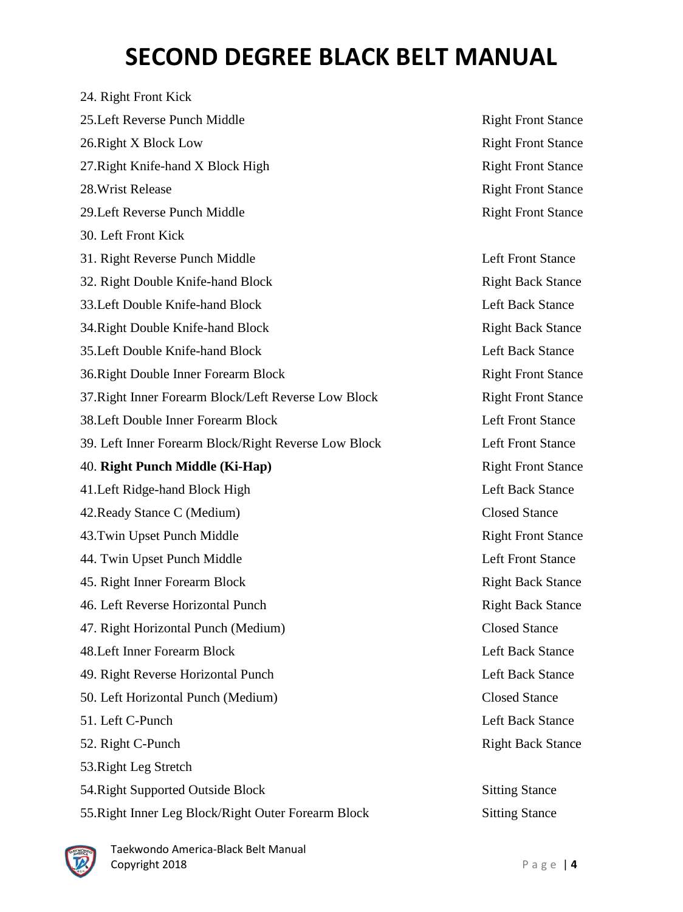# SECOND DEGREE BLACK BELT MANUAL

| | |
|---|---|
| 24. Right Front Kick | |
| 25.Left Reverse Punch Middle | Right Front Stance |
| 26.Right X Block Low | Right Front Stance |
| 27.Right Knife-hand X Block High | Right Front Stance |
| 28.Wrist Release | Right Front Stance |
| 29.Left Reverse Punch Middle | Right Front Stance |
| 30. Left Front Kick | |
| 31. Right Reverse Punch Middle | Left Front Stance |
| 32. Right Double Knife-hand Block | Right Back Stance |
| 33.Left Double Knife-hand Block | Left Back Stance |
| 34.Right Double Knife-hand Block | Right Back Stance |
| 35.Left Double Knife-hand Block | Left Back Stance |
| 36.Right Double Inner Forearm Block | Right Front Stance |
| 37.Right Inner Forearm Block/Left Reverse Low Block | Right Front Stance |
| 38.Left Double Inner Forearm Block | Left Front Stance |
| 39. Left Inner Forearm Block/Right Reverse Low Block | Left Front Stance |
| 40. **Right Punch Middle (Ki-Hap)** | Right Front Stance |
| 41.Left Ridge-hand Block High | Left Back Stance |
| 42.Ready Stance C (Medium) | Closed Stance |
| 43.Twin Upset Punch Middle | Right Front Stance |
| 44. Twin Upset Punch Middle | Left Front Stance |
| 45. Right Inner Forearm Block | Right Back Stance |
| 46. Left Reverse Horizontal Punch | Right Back Stance |
| 47. Right Horizontal Punch (Medium) | Closed Stance |
| 48.Left Inner Forearm Block | Left Back Stance |
| 49. Right Reverse Horizontal Punch | Left Back Stance |
| 50. Left Horizontal Punch (Medium) | Closed Stance |
| 51. Left C-Punch | Left Back Stance |
| 52. Right C-Punch | Right Back Stance |
| 53.Right Leg Stretch | |
| 54.Right Supported Outside Block | Sitting Stance |
| 55.Right Inner Leg Block/Right Outer Forearm Block | Sitting Stance |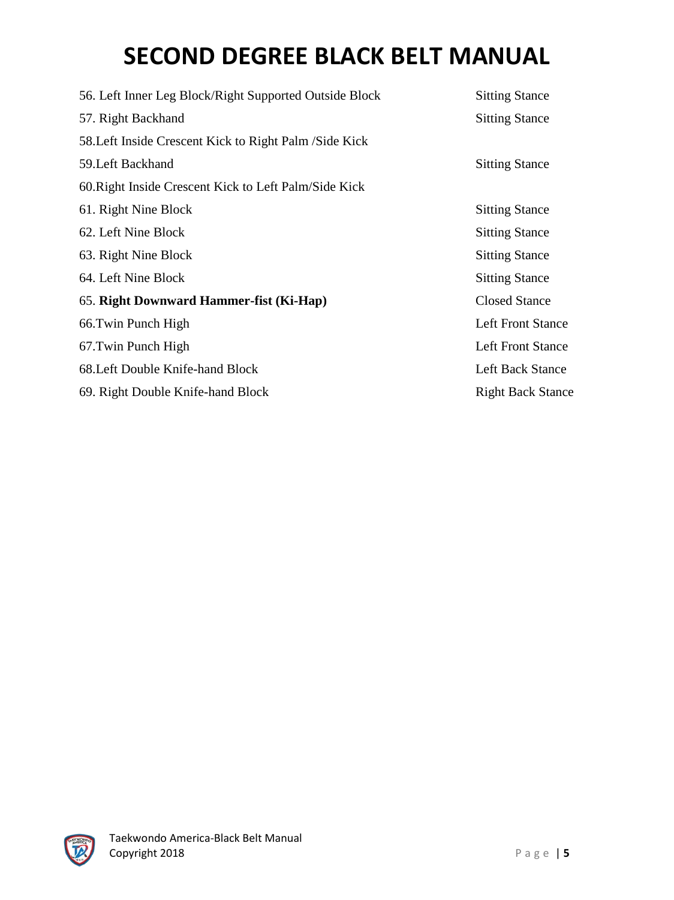# SECOND DEGREE BLACK BELT MANUAL

| | |
|---|---|
| 56. Left Inner Leg Block/Right Supported Outside Block | Sitting Stance |
| 57. Right Backhand | Sitting Stance |
| 58.Left Inside Crescent Kick to Right Palm /Side Kick | |
| 59.Left Backhand | Sitting Stance |
| 60.Right Inside Crescent Kick to Left Palm/Side Kick | |
| 61. Right Nine Block | Sitting Stance |
| 62. Left Nine Block | Sitting Stance |
| 63. Right Nine Block | Sitting Stance |
| 64. Left Nine Block | Sitting Stance |
| 65. **Right Downward Hammer-fist (Ki-Hap)** | Closed Stance |
| 66.Twin Punch High | Left Front Stance |
| 67.Twin Punch High | Left Front Stance |
| 68.Left Double Knife-hand Block | Left Back Stance |
| 69. Right Double Knife-hand Block | Right Back Stance |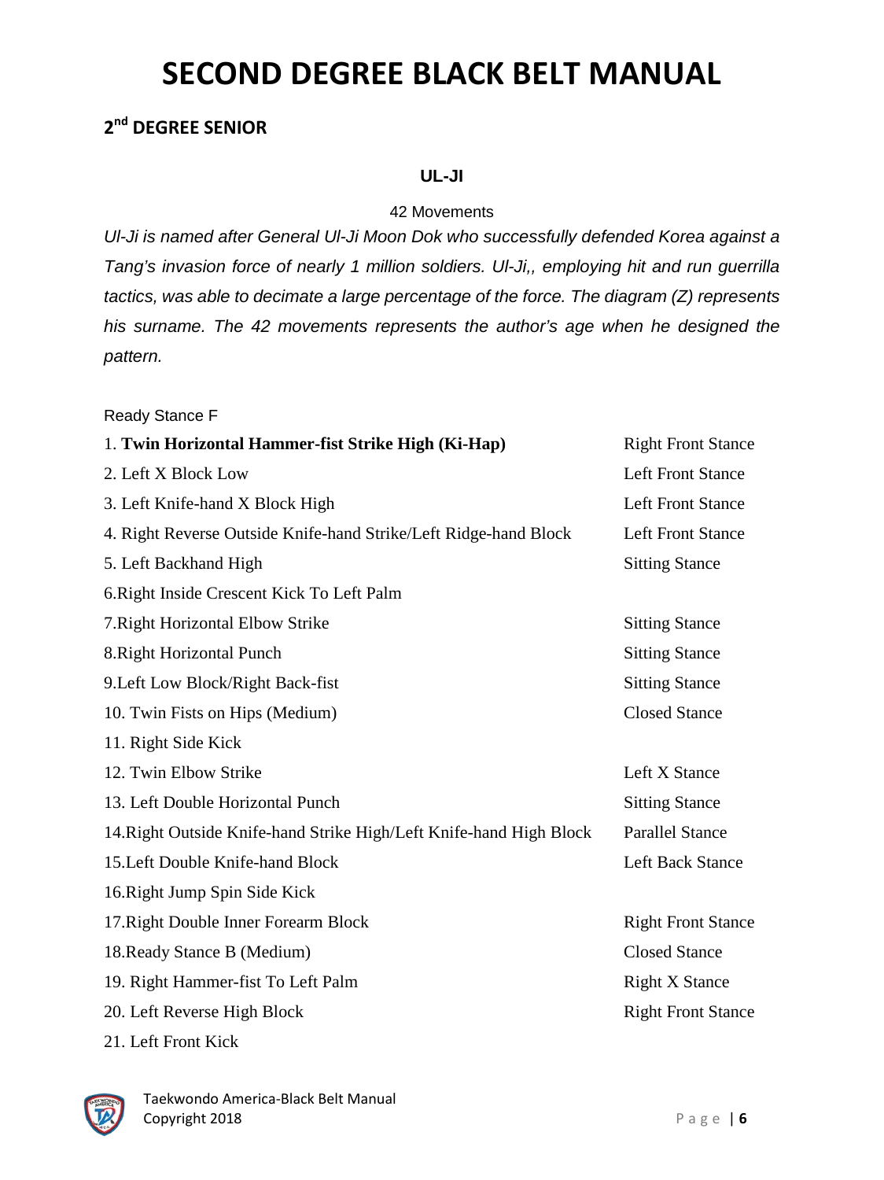# SECOND DEGREE BLACK BELT MANUAL

## 2nd DEGREE SENIOR

### UL-JI

42 Movements

*Ul-Ji is named after General Ul-Ji Moon Dok who successfully defended Korea against a Tang's invasion force of nearly 1 million soldiers. Ul-Ji,, employing hit and run guerrilla tactics, was able to decimate a large percentage of the force. The diagram (Z) represents his surname. The 42 movements represents the author's age when he designed the pattern.*

Ready Stance F

| Movement | Stance |
|---|---|
| 1. **Twin Horizontal Hammer-fist Strike High (Ki-Hap)** | Right Front Stance |
| 2. Left X Block Low | Left Front Stance |
| 3. Left Knife-hand X Block High | Left Front Stance |
| 4. Right Reverse Outside Knife-hand Strike/Left Ridge-hand Block | Left Front Stance |
| 5. Left Backhand High | Sitting Stance |
| 6.Right Inside Crescent Kick To Left Palm | |
| 7.Right Horizontal Elbow Strike | Sitting Stance |
| 8.Right Horizontal Punch | Sitting Stance |
| 9.Left Low Block/Right Back-fist | Sitting Stance |
| 10. Twin Fists on Hips (Medium) | Closed Stance |
| 11. Right Side Kick | |
| 12. Twin Elbow Strike | Left X Stance |
| 13. Left Double Horizontal Punch | Sitting Stance |
| 14.Right Outside Knife-hand Strike High/Left Knife-hand High Block | Parallel Stance |
| 15.Left Double Knife-hand Block | Left Back Stance |
| 16.Right Jump Spin Side Kick | |
| 17.Right Double Inner Forearm Block | Right Front Stance |
| 18.Ready Stance B (Medium) | Closed Stance |
| 19. Right Hammer-fist To Left Palm | Right X Stance |
| 20. Left Reverse High Block | Right Front Stance |
| 21. Left Front Kick | |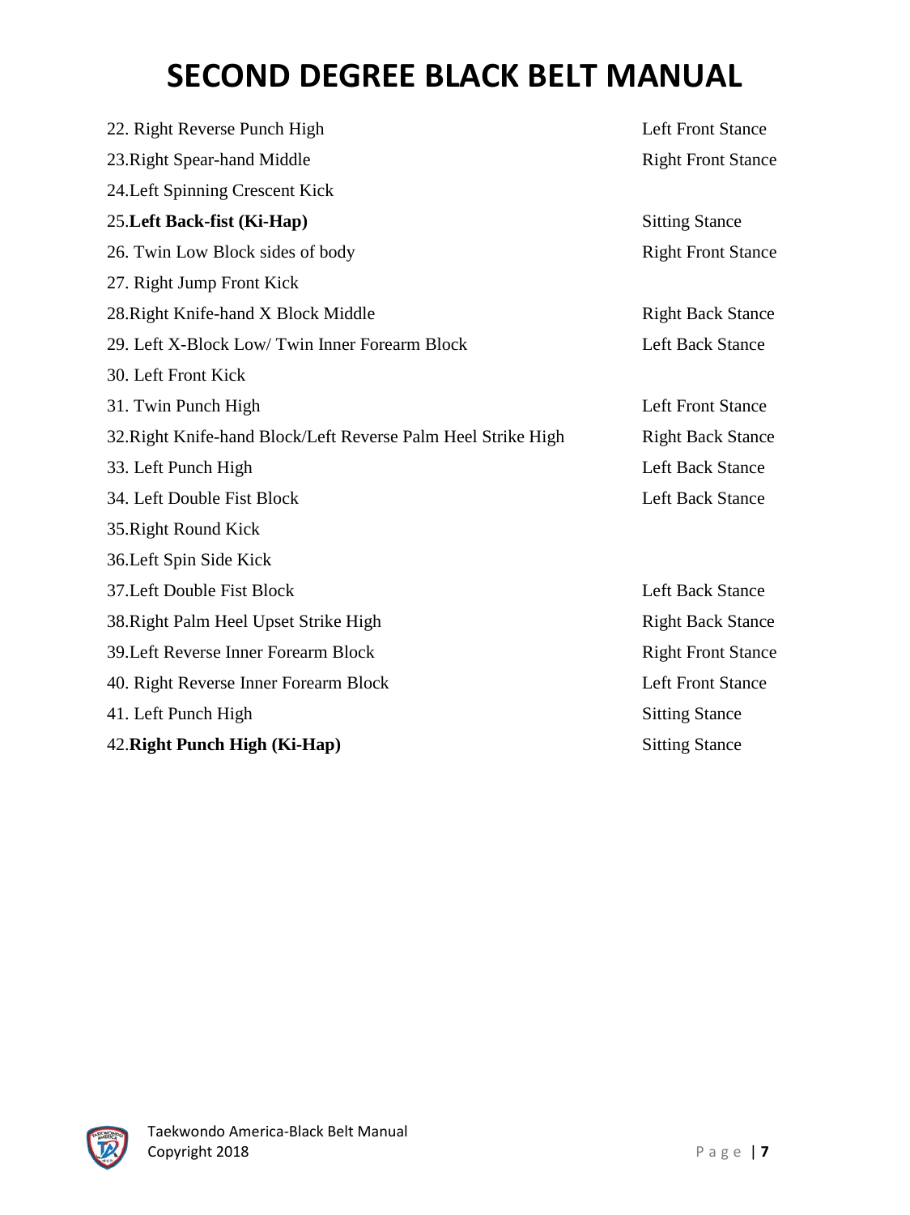# SECOND DEGREE BLACK BELT MANUAL

| | |
|---|---|
| 22. Right Reverse Punch High | Left Front Stance |
| 23.Right Spear-hand Middle | Right Front Stance |
| 24.Left Spinning Crescent Kick | |
| 25.**Left Back-fist (Ki-Hap)** | Sitting Stance |
| 26. Twin Low Block sides of body | Right Front Stance |
| 27. Right Jump Front Kick | |
| 28.Right Knife-hand X Block Middle | Right Back Stance |
| 29. Left X-Block Low/ Twin Inner Forearm Block | Left Back Stance |
| 30. Left Front Kick | |
| 31. Twin Punch High | Left Front Stance |
| 32.Right Knife-hand Block/Left Reverse Palm Heel Strike High | Right Back Stance |
| 33. Left Punch High | Left Back Stance |
| 34. Left Double Fist Block | Left Back Stance |
| 35.Right Round Kick | |
| 36.Left Spin Side Kick | |
| 37.Left Double Fist Block | Left Back Stance |
| 38.Right Palm Heel Upset Strike High | Right Back Stance |
| 39.Left Reverse Inner Forearm Block | Right Front Stance |
| 40. Right Reverse Inner Forearm Block | Left Front Stance |
| 41. Left Punch High | Sitting Stance |
| 42.**Right Punch High (Ki-Hap)** | Sitting Stance |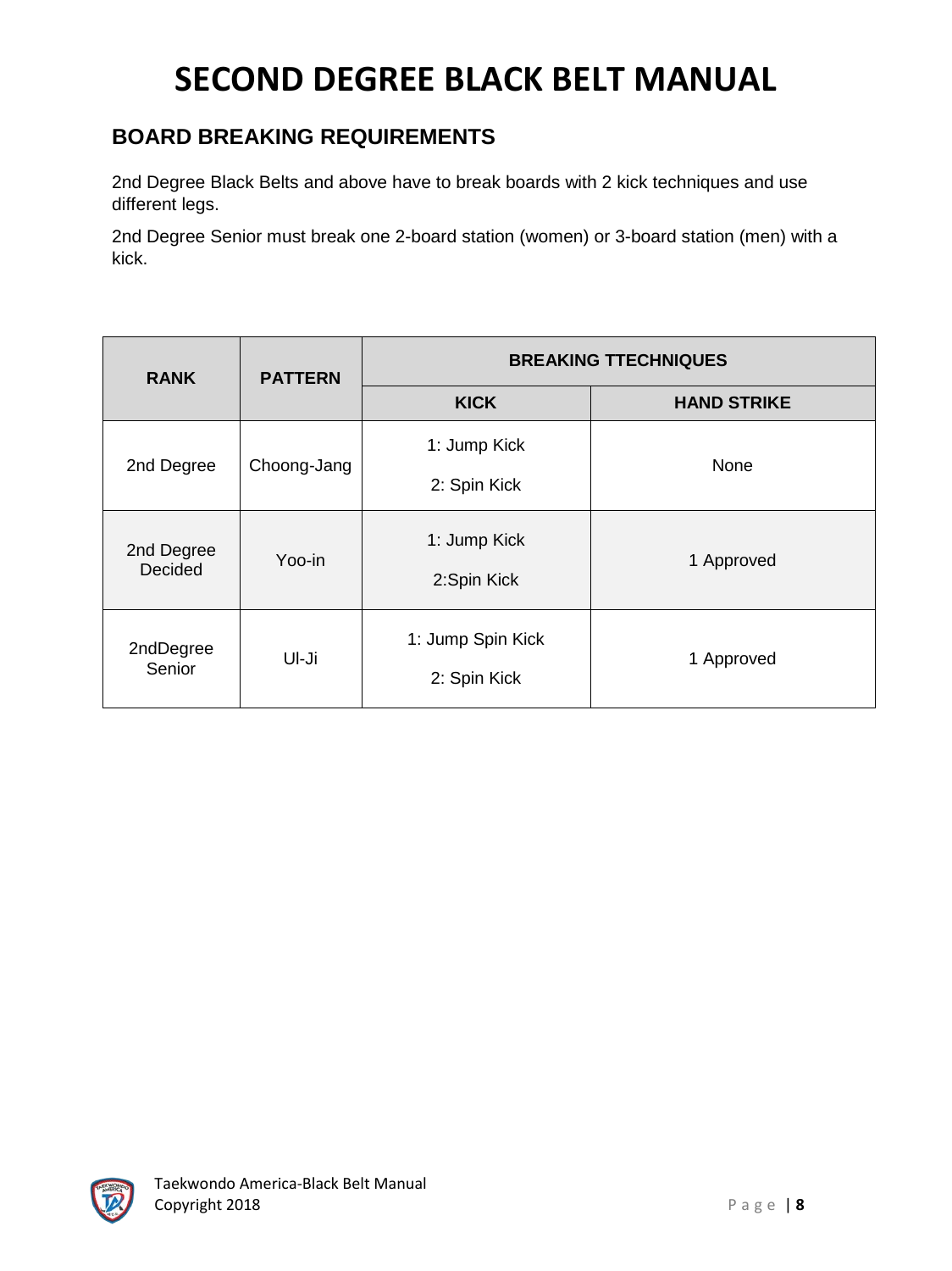# SECOND DEGREE BLACK BELT MANUAL

## BOARD BREAKING REQUIREMENTS

2nd Degree Black Belts and above have to break boards with 2 kick techniques and use different legs.

2nd Degree Senior must break one 2-board station (women) or 3-board station (men) with a kick.

| RANK | PATTERN | BREAKING TTECHNIQUES | |
|---|---|---|---|
| | | **KICK** | **HAND STRIKE** |
| 2nd Degree | Choong-Jang | 1: Jump Kick<br>2: Spin Kick | None |
| 2nd Degree Decided | Yoo-in | 1: Jump Kick<br>2:Spin Kick | 1 Approved |
| 2ndDegree Senior | Ul-Ji | 1: Jump Spin Kick<br>2: Spin Kick | 1 Approved |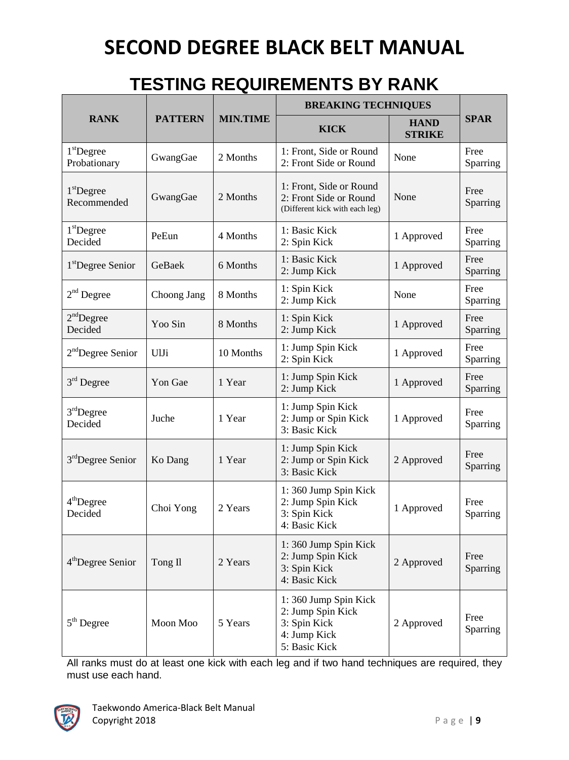# SECOND DEGREE BLACK BELT MANUAL

## TESTING REQUIREMENTS BY RANK

| RANK | PATTERN | MIN.TIME | BREAKING TECHNIQUES | | SPAR |
|---|---|---|---|---|---|
| | | | KICK | HAND STRIKE | |
| 1st Degree Probationary | GwangGae | 2 Months | 1: Front, Side or Round<br>2: Front Side or Round | None | Free Sparring |
| 1st Degree Recommended | GwangGae | 2 Months | 1: Front, Side or Round<br>2: Front Side or Round<br>(Different kick with each leg) | None | Free Sparring |
| 1st Degree Decided | PeEun | 4 Months | 1: Basic Kick<br>2: Spin Kick | 1 Approved | Free Sparring |
| 1st Degree Senior | GeBaek | 6 Months | 1: Basic Kick<br>2: Jump Kick | 1 Approved | Free Sparring |
| 2nd Degree | Choong Jang | 8 Months | 1: Spin Kick<br>2: Jump Kick | None | Free Sparring |
| 2nd Degree Decided | Yoo Sin | 8 Months | 1: Spin Kick<br>2: Jump Kick | 1 Approved | Free Sparring |
| 2nd Degree Senior | UlJi | 10 Months | 1: Jump Spin Kick<br>2: Spin Kick | 1 Approved | Free Sparring |
| 3rd Degree | Yon Gae | 1 Year | 1: Jump Spin Kick<br>2: Jump Kick | 1 Approved | Free Sparring |
| 3rd Degree Decided | Juche | 1 Year | 1: Jump Spin Kick<br>2: Jump or Spin Kick<br>3: Basic Kick | 1 Approved | Free Sparring |
| 3rd Degree Senior | Ko Dang | 1 Year | 1: Jump Spin Kick<br>2: Jump or Spin Kick<br>3: Basic Kick | 2 Approved | Free Sparring |
| 4th Degree Decided | Choi Yong | 2 Years | 1: 360 Jump Spin Kick<br>2: Jump Spin Kick<br>3: Spin Kick<br>4: Basic Kick | 1 Approved | Free Sparring |
| 4th Degree Senior | Tong Il | 2 Years | 1: 360 Jump Spin Kick<br>2: Jump Spin Kick<br>3: Spin Kick<br>4: Basic Kick | 2 Approved | Free Sparring |
| 5th Degree | Moon Moo | 5 Years | 1: 360 Jump Spin Kick<br>2: Jump Spin Kick<br>3: Spin Kick<br>4: Jump Kick<br>5: Basic Kick | 2 Approved | Free Sparring |

All ranks must do at least one kick with each leg and if two hand techniques are required, they must use each hand.